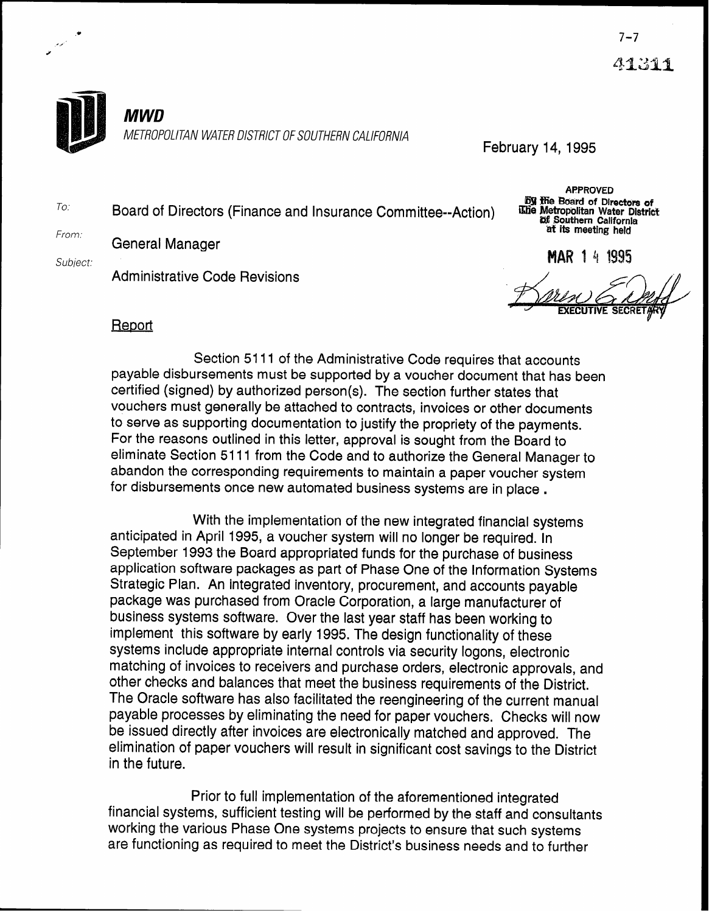7-7

41311

**MWD**

*METROPOLITAN WATER DISTRICT OF SOUTHERN CALIFORNIA*

February 14, 1995

APPROVED
By the Board of Directors of
The Metropolitan Water District
of Southern California
at its meeting held

MAR 14 1995

Karen E. Tachiki
EXECUTIVE SECRETARY

To: Board of Directors (Finance and Insurance Committee--Action)

From: General Manager

Subject: Administrative Code Revisions

Report

Section 5111 of the Administrative Code requires that accounts payable disbursements must be supported by a voucher document that has been certified (signed) by authorized person(s). The section further states that vouchers must generally be attached to contracts, invoices or other documents to serve as supporting documentation to justify the propriety of the payments. For the reasons outlined in this letter, approval is sought from the Board to eliminate Section 5111 from the Code and to authorize the General Manager to abandon the corresponding requirements to maintain a paper voucher system for disbursements once new automated business systems are in place .

With the implementation of the new integrated financial systems anticipated in April 1995, a voucher system will no longer be required. In September 1993 the Board appropriated funds for the purchase of business application software packages as part of Phase One of the Information Systems Strategic Plan. An integrated inventory, procurement, and accounts payable package was purchased from Oracle Corporation, a large manufacturer of business systems software. Over the last year staff has been working to implement this software by early 1995. The design functionality of these systems include appropriate internal controls via security logons, electronic matching of invoices to receivers and purchase orders, electronic approvals, and other checks and balances that meet the business requirements of the District. The Oracle software has also facilitated the reengineering of the current manual payable processes by eliminating the need for paper vouchers. Checks will now be issued directly after invoices are electronically matched and approved. The elimination of paper vouchers will result in significant cost savings to the District in the future.

Prior to full implementation of the aforementioned integrated financial systems, sufficient testing will be performed by the staff and consultants working the various Phase One systems projects to ensure that such systems are functioning as required to meet the District's business needs and to further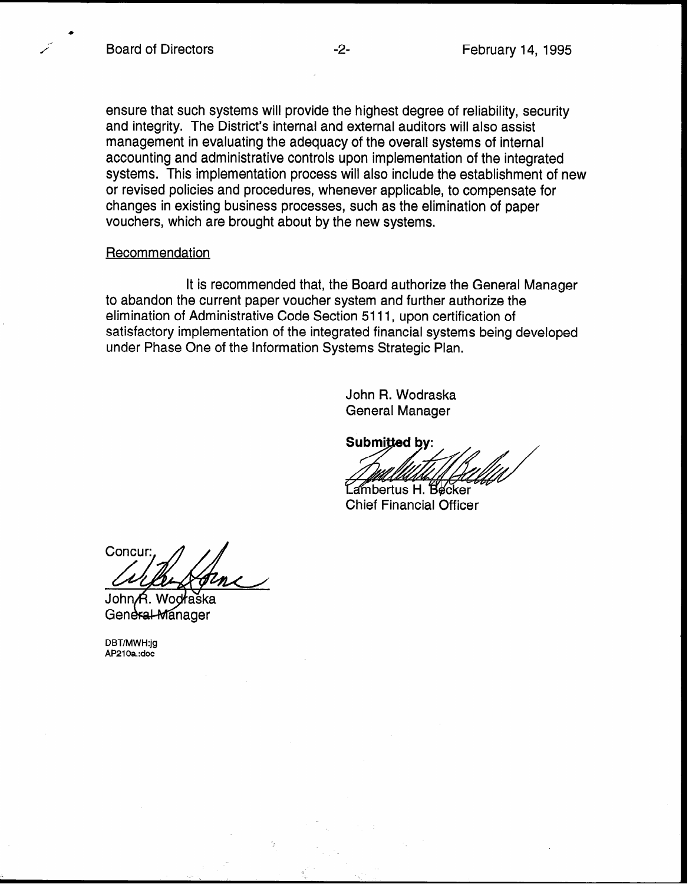ensure that such systems will provide the highest degree of reliability, security and integrity. The District's internal and external auditors will also assist management in evaluating the adequacy of the overall systems of internal accounting and administrative controls upon implementation of the integrated systems. This implementation process will also include the establishment of new or revised policies and procedures, whenever applicable, to compensate for changes in existing business processes, such as the elimination of paper vouchers, which are brought about by the new systems.

Recommendation

It is recommended that, the Board authorize the General Manager to abandon the current paper voucher system and further authorize the elimination of Administrative Code Section 5111, upon certification of satisfactory implementation of the integrated financial systems being developed under Phase One of the Information Systems Strategic Plan.

John R. Wodraska
General Manager

**Submitted by:**

Lambertus H. Becker
Chief Financial Officer

Concur:

John R. Wodraska
General Manager

DBT/MWH:jg
AP210a.:doc